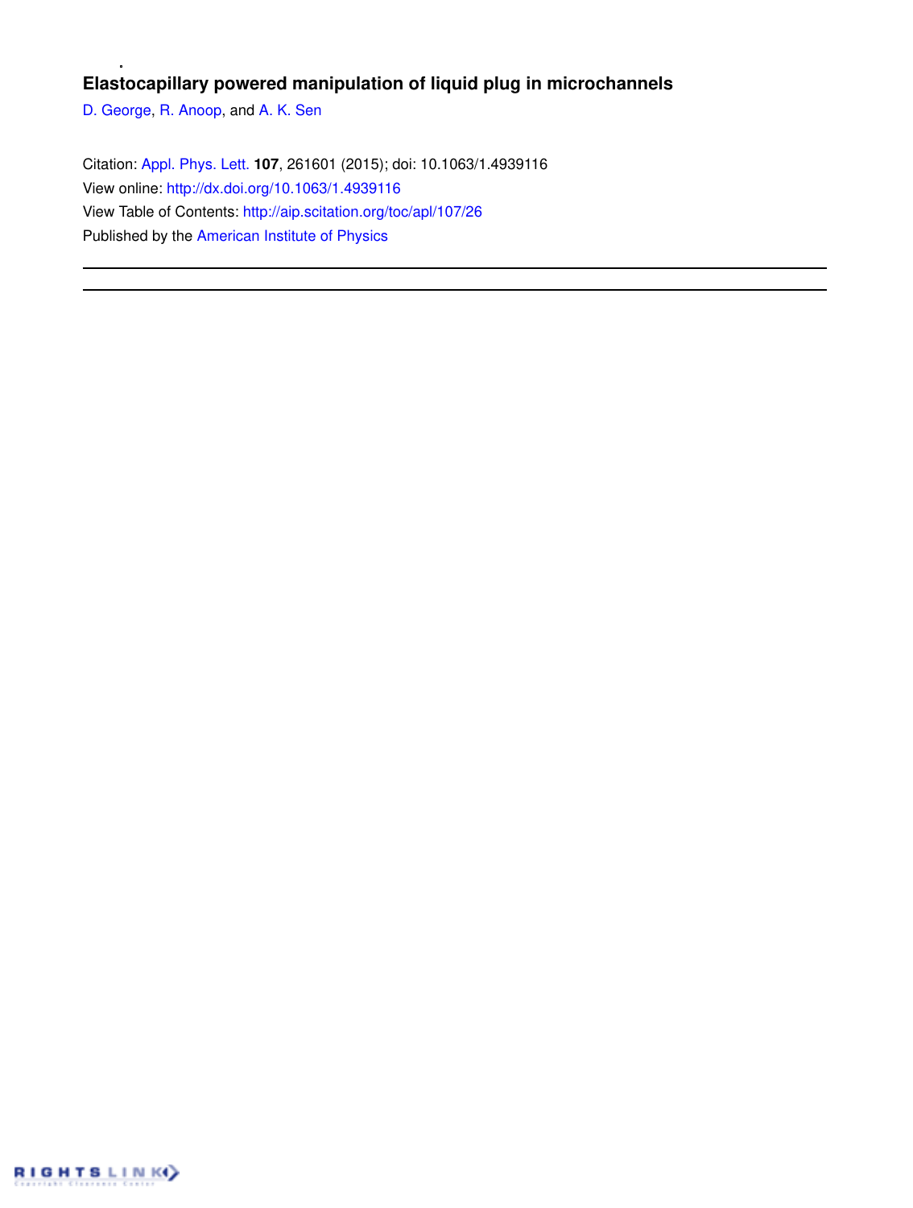# Elastocapillary powered manipulation of liquid plug in microchannels

D. George, R. Anoop, and A. K. Sen

Citation: Appl. Phys. Lett. **107**, 261601 (2015); doi: 10.1063/1.4939116

View online: http://dx.doi.org/10.1063/1.4939116

View Table of Contents: http://aip.scitation.org/toc/apl/107/26

Published by the American Institute of Physics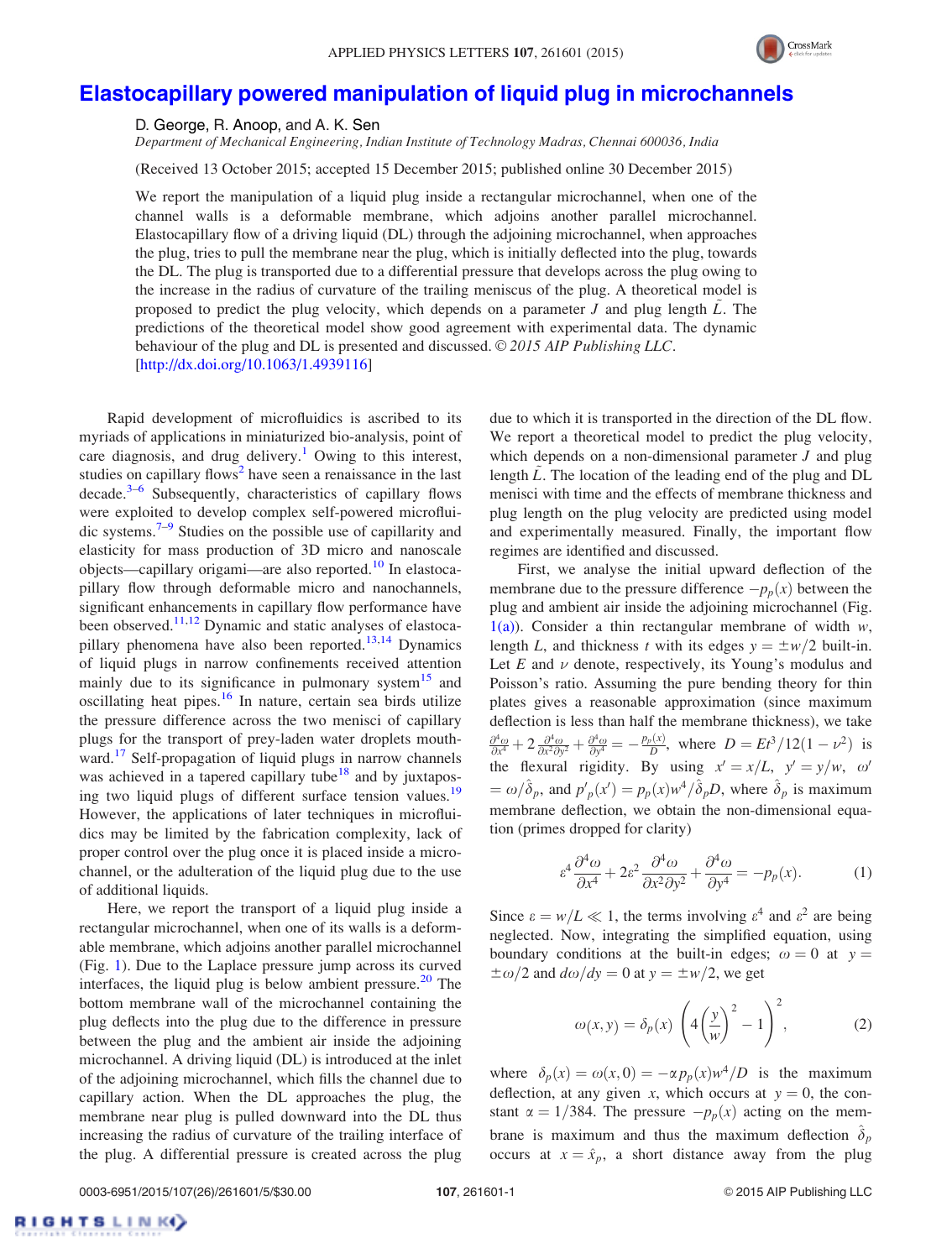# Elastocapillary powered manipulation of liquid plug in microchannels

D. George, R. Anoop, and A. K. Sen

*Department of Mechanical Engineering, Indian Institute of Technology Madras, Chennai 600036, India*

(Received 13 October 2015; accepted 15 December 2015; published online 30 December 2015)

We report the manipulation of a liquid plug inside a rectangular microchannel, when one of the channel walls is a deformable membrane, which adjoins another parallel microchannel. Elastocapillary flow of a driving liquid (DL) through the adjoining microchannel, when approaches the plug, tries to pull the membrane near the plug, which is initially deflected into the plug, towards the DL. The plug is transported due to a differential pressure that develops across the plug owing to the increase in the radius of curvature of the trailing meniscus of the plug. A theoretical model is proposed to predict the plug velocity, which depends on a parameter $J$ and plug length $\tilde{L}$. The predictions of the theoretical model show good agreement with experimental data. The dynamic behaviour of the plug and DL is presented and discussed. © *2015 AIP Publishing LLC*. [http://dx.doi.org/10.1063/1.4939116]

Rapid development of microfluidics is ascribed to its myriads of applications in miniaturized bio-analysis, point of care diagnosis, and drug delivery.[1] Owing to this interest, studies on capillary flows[2] have seen a renaissance in the last decade.[3–6] Subsequently, characteristics of capillary flows were exploited to develop complex self-powered microfluidic systems.[7–9] Studies on the possible use of capillarity and elasticity for mass production of 3D micro and nanoscale objects—capillary origami—are also reported.[10] In elastocapillary flow through deformable micro and nanochannels, significant enhancements in capillary flow performance have been observed.[11,12] Dynamic and static analyses of elastocapillary phenomena have also been reported.[13,14] Dynamics of liquid plugs in narrow confinements received attention mainly due to its significance in pulmonary system[15] and oscillating heat pipes.[16] In nature, certain sea birds utilize the pressure difference across the two menisci of capillary plugs for the transport of prey-laden water droplets mouthward.[17] Self-propagation of liquid plugs in narrow channels was achieved in a tapered capillary tube[18] and by juxtaposing two liquid plugs of different surface tension values.[19] However, the applications of later techniques in microfluidics may be limited by the fabrication complexity, lack of proper control over the plug once it is placed inside a microchannel, or the adulteration of the liquid plug due to the use of additional liquids.

Here, we report the transport of a liquid plug inside a rectangular microchannel, when one of its walls is a deformable membrane, which adjoins another parallel microchannel (Fig. 1). Due to the Laplace pressure jump across its curved interfaces, the liquid plug is below ambient pressure.[20] The bottom membrane wall of the microchannel containing the plug deflects into the plug due to the difference in pressure between the plug and the ambient air inside the adjoining microchannel. A driving liquid (DL) is introduced at the inlet of the adjoining microchannel, which fills the channel due to capillary action. When the DL approaches the plug, the membrane near plug is pulled downward into the DL thus increasing the radius of curvature of the trailing interface of the plug. A differential pressure is created across the plug due to which it is transported in the direction of the DL flow. We report a theoretical model to predict the plug velocity, which depends on a non-dimensional parameter $J$ and plug length $\tilde{L}$. The location of the leading end of the plug and DL menisci with time and the effects of membrane thickness and plug length on the plug velocity are predicted using model and experimentally measured. Finally, the important flow regimes are identified and discussed.

First, we analyse the initial upward deflection of the membrane due to the pressure difference $-p_p(x)$ between the plug and ambient air inside the adjoining microchannel (Fig. 1(a)). Consider a thin rectangular membrane of width $w$, length $L$, and thickness $t$ with its edges $y = \pm w/2$ built-in. Let $E$ and $\nu$ denote, respectively, its Young's modulus and Poisson's ratio. Assuming the pure bending theory for thin plates gives a reasonable approximation (since maximum deflection is less than half the membrane thickness), we take $\frac{\partial^4 \omega}{\partial x^4} + 2\frac{\partial^4 \omega}{\partial x^2 \partial y^2} + \frac{\partial^4 \omega}{\partial y^4} = -\frac{p_p(x)}{D}$, where $D = Et^3/12(1-\nu^2)$ is the flexural rigidity. By using $x' = x/L$, $y' = y/w$, $\omega' = \omega/\hat{\delta}_p$, and $p'_p(x') = p_p(x)w^4/\hat{\delta}_p D$, where $\hat{\delta}_p$ is maximum membrane deflection, we obtain the non-dimensional equation (primes dropped for clarity)

$$\varepsilon^4 \frac{\partial^4 \omega}{\partial x^4} + 2\varepsilon^2 \frac{\partial^4 \omega}{\partial x^2 \partial y^2} + \frac{\partial^4 \omega}{\partial y^4} = -p_p(x). \tag{1}$$

Since $\varepsilon = w/L \ll 1$, the terms involving $\varepsilon^4$ and $\varepsilon^2$ are being neglected. Now, integrating the simplified equation, using boundary conditions at the built-in edges; $\omega = 0$ at $y = \pm\omega/2$ and $d\omega/dy = 0$ at $y = \pm w/2$, we get

$$\omega(x, y) = \delta_p(x)\left(4\left(\frac{y}{w}\right)^2 - 1\right)^2, \tag{2}$$

where $\delta_p(x) = \omega(x, 0) = -\alpha p_p(x) w^4/D$ is the maximum deflection, at any given $x$, which occurs at $y = 0$, the constant $\alpha = 1/384$. The pressure $-p_p(x)$ acting on the membrane is maximum and thus the maximum deflection $\hat{\delta}_p$ occurs at $x = \hat{x}_p$, a short distance away from the plug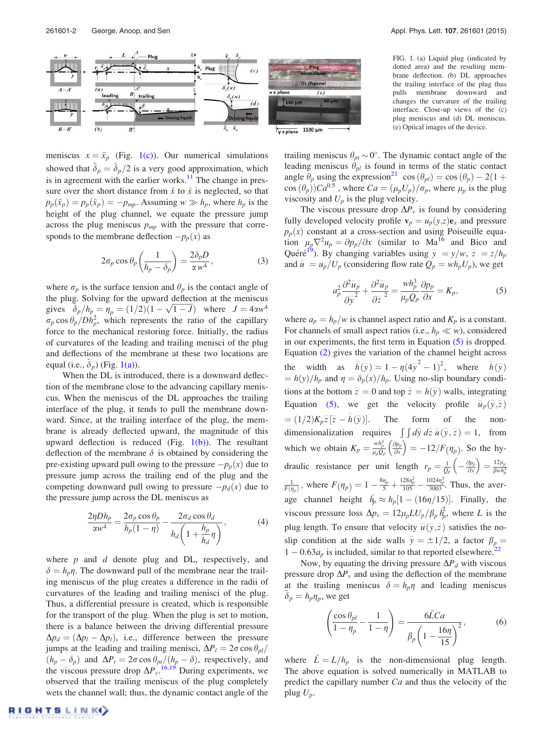FIG. 1. (a) Liquid plug (indicated by dotted area) and the resulting membrane deflection. (b) DL approaches the trailing interface of the plug thus pulls membrane downward and changes the curvature of the trailing interface. Close-up views of the (c) plug meniscus and (d) DL meniscus. (e) Optical images of the device.

meniscus $x = \tilde{x}_p$ (Fig. 1(c)). Our numerical simulations showed that $\tilde{\delta}_p = \hat{\delta}_p/2$ is a very good approximation, which is in agreement with the earlier works.[11] The change in pressure over the short distance from $\tilde{x}$ to $\hat{x}$ is neglected, so that $p_p(\tilde{x}_p) = p_p(\hat{x}_p) = -p_{mp}$. Assuming $w \gg h_p$, where $h_p$ is the height of the plug channel, we equate the pressure jump across the plug meniscus $p_{mp}$ with the pressure that corresponds to the membrane deflection $-p_p(x)$ as

$$2\sigma_p \cos\theta_p \left(\frac{1}{h_p - \delta_p}\right) = \frac{2\delta_p D}{\alpha w^4}, \tag{3}$$

where $\sigma_p$ is the surface tension and $\theta_p$ is the contact angle of the plug. Solving for the upward deflection at the meniscus gives $\tilde{\delta}_p/h_p = \eta_p = (1/2)(1 - \sqrt{1-J})$ where $J = 4\alpha w^4 \sigma_p \cos\theta_p / D h_p^2$, which represents the ratio of the capillary force to the mechanical restoring force. Initially, the radius of curvatures of the leading and trailing menisci of the plug and deflections of the membrane at these two locations are equal (i.e., $\tilde{\delta}_p$) (Fig. 1(a)).

When the DL is introduced, there is a downward deflection of the membrane close to the advancing capillary meniscus. When the meniscus of the DL approaches the trailing interface of the plug, it tends to pull the membrane downward. Since, at the trailing interface of the plug, the membrane is already deflected upward, the magnitude of this upward deflection is reduced (Fig. 1(b)). The resultant deflection of the membrane $\delta$ is obtained by considering the pre-existing upward pull owing to the pressure $-p_p(x)$ due to pressure jump across the trailing end of the plug and the competing downward pull owing to pressure $-p_d(x)$ due to the pressure jump across the DL meniscus as

$$\frac{2\eta D h_p}{\alpha w^4} = \frac{2\sigma_p \cos\theta_p}{h_p(1-\eta)} - \frac{2\sigma_d \cos\theta_d}{h_d\left(1 + \dfrac{h_p}{h_d}\eta\right)}, \tag{4}$$

where $p$ and $d$ denote plug and DL, respectively, and $\delta = h_p \eta$. The downward pull of the membrane near the trailing meniscus of the plug creates a difference in the radii of curvatures of the leading and trailing menisci of the plug. Thus, a differential pressure is created, which is responsible for the transport of the plug. When the plug is set to motion, there is a balance between the driving differential pressure $\Delta p_d = (\Delta p_l - \Delta p_t)$, i.e., difference between the pressure jumps at the leading and trailing menisci, $\Delta P_l = 2\sigma \cos\theta_{pl}/(h_p - \delta_p)$ and $\Delta P_t = 2\sigma \cos\theta_{pt}/(h_p - \delta)$, respectively, and the viscous pressure drop $\Delta P_v$.[16,19] During experiments, we observed that the trailing meniscus of the plug completely wets the channel wall; thus, the dynamic contact angle of the trailing meniscus $\theta_{pt} \sim 0°$. The dynamic contact angle of the leading meniscus $\theta_{pl}$ is found in terms of the static contact angle $\theta_p$ using the expression[21] $\cos(\theta_{pl}) = \cos(\theta_p) - 2(1 + \cos(\theta_p))Ca^{0.5}$, where $Ca = (\mu_p U_p)/\sigma_p$, where $\mu_p$ is the plug viscosity and $U_p$ is the plug velocity.

The viscous pressure drop $\Delta P_v$ is found by considering fully developed velocity profile $\mathbf{v}_p = u_p(y,z)\mathbf{e}_x$ and pressure $p_p(x)$ constant at a cross-section and using Poiseuille equation $\mu_p \nabla^2 u_p = \partial p_p/\partial x$ (similar to Ma[16] and Bico and Quéré[19]). By changing variables using $\hat{y} = y/w$, $\hat{z} = z/h_p$ and $\hat{u} = u_p/U_p$ (considering flow rate $Q_p = w h_p U_p$), we get

$$a_p^2 \frac{\partial^2 \hat{u}_p}{\partial \hat{y}^2} + \frac{\partial^2 \hat{u}_p}{\partial \hat{z}^2} = \frac{w h_p^3}{\mu_p Q_p}\frac{\partial p_p}{\partial x} = K_p, \tag{5}$$

where $a_p = h_p/w$ is channel aspect ratio and $K_p$ is a constant. For channels of small aspect ratios (i.e., $h_p \ll w$), considered in our experiments, the first term in Equation (5) is dropped. Equation (2) gives the variation of the channel height across the width as $\hat{h}(\hat{y}) = 1 - \eta(4\hat{y}^2 - 1)^2$, where $\hat{h}(\hat{y}) = h(y)/h_p$ and $\eta = \delta_p(x)/h_p$. Using no-slip boundary conditions at the bottom $\hat{z} = 0$ and top $\hat{z} = h(\hat{y})$ walls, integrating Equation (5), we get the velocity profile $\hat{u}_p(\hat{y},\hat{z}) = (1/2)K_p \hat{z}[\hat{z} - \hat{h}(\hat{y})]$. The form of the non-dimensionalization requires $\int\int d\hat{y}\, d\hat{z}\, \hat{u}(\hat{y},\hat{z}) = 1$, from which we obtain $K_p = \frac{w h_p^3}{\mu_p Q_p}\left(\frac{\partial p_p}{\partial x}\right) = -12/F(\eta_p)$. So the hydraulic resistance per unit length $r_p = \frac{1}{Q_p}\left(-\frac{\partial p_p}{\partial x}\right) = \frac{12\mu_p}{\beta w h_p^3}\frac{1}{F(\eta_p)}$, where $F(\eta_p) = 1 - \frac{8\eta_p}{5} + \frac{128\eta_p^2}{105} - \frac{1024\eta_p^3}{3003}$. Thus, the average channel height $\bar{h}_p \approx h_p[1 - (16\eta/15)]$. Finally, the viscous pressure loss $\Delta p_v = 12\mu_p L U_p / \beta_p \bar{h}_p^2$, where $L$ is the plug length. To ensure that velocity $\hat{u}(\hat{y},\hat{z})$ satisfies the no-slip condition at the side walls $\hat{y} = \pm 1/2$, a factor $\beta_p = 1 - 0.63 a_p$ is included, similar to that reported elsewhere.[22]

Now, by equating the driving pressure $\Delta P_d$ with viscous pressure drop $\Delta P_v$ and using the deflection of the membrane at the trailing meniscus $\delta = h_p \eta$ and leading meniscus $\tilde{\delta}_p = h_p \eta_p$, we get

$$\left(\frac{\cos\theta_{pl}}{1-\eta_p} - \frac{1}{1-\eta}\right) = \frac{6\tilde{L}Ca}{\beta_p\left(1 - \dfrac{16\eta}{15}\right)^2}, \tag{6}$$

where $\tilde{L} = L/h_p$ is the non-dimensional plug length. The above equation is solved numerically in MATLAB to predict the capillary number $Ca$ and thus the velocity of the plug $U_p$.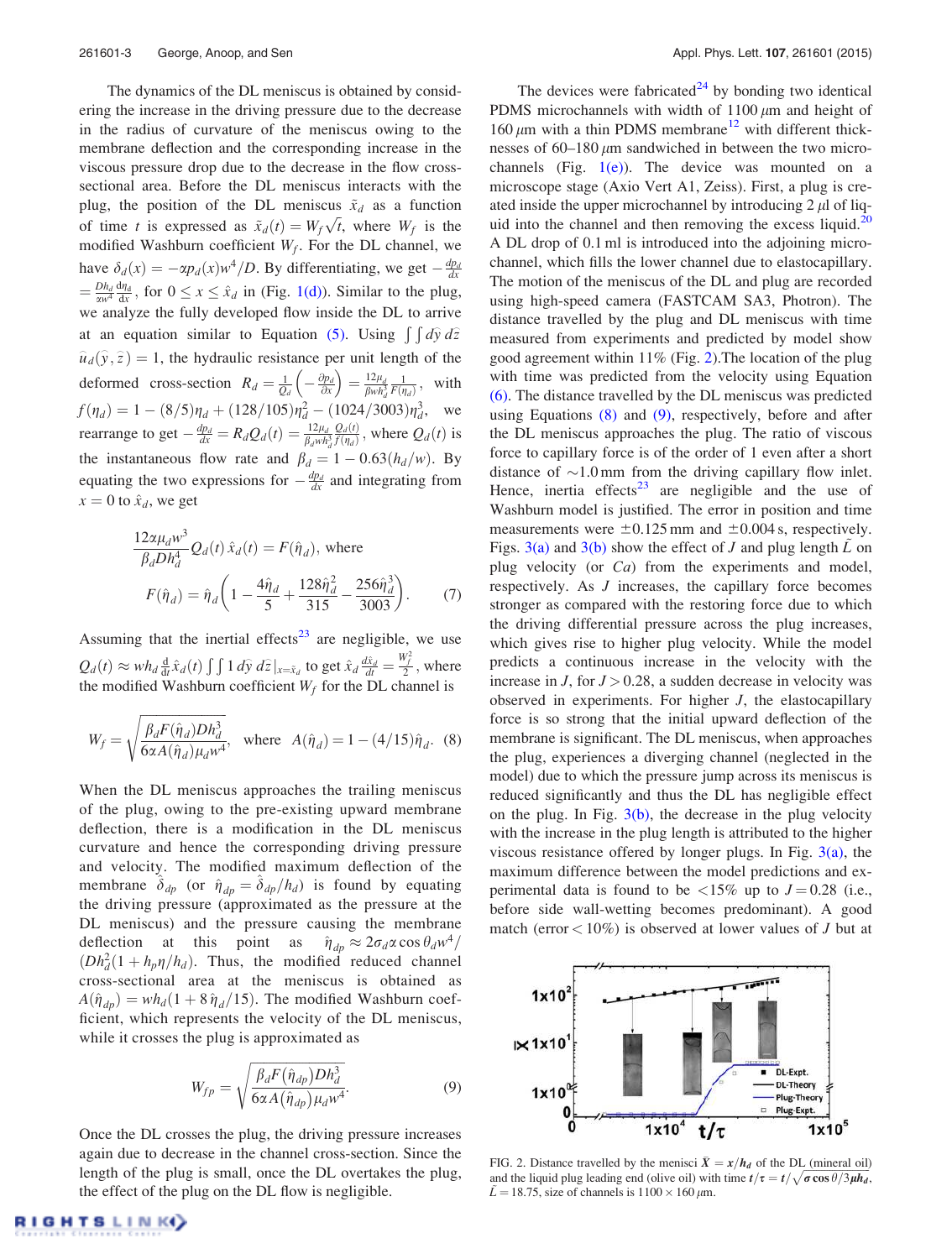The dynamics of the DL meniscus is obtained by considering the increase in the driving pressure due to the decrease in the radius of curvature of the meniscus owing to the membrane deflection and the corresponding increase in the viscous pressure drop due to the decrease in the flow cross-sectional area. Before the DL meniscus interacts with the plug, the position of the DL meniscus $\tilde{x}_d$ as a function of time $t$ is expressed as $\tilde{x}_d(t) = W_f\sqrt{t}$, where $W_f$ is the modified Washburn coefficient $W_f$. For the DL channel, we have $\delta_d(x) = -\alpha p_d(x)w^4/D$. By differentiating, we get $-\frac{dp_d}{dx} = \frac{Dh_d}{\alpha w^4}\frac{d\eta_d}{dx}$, for $0 \leq x \leq \hat{x}_d$ in (Fig. 1(d)). Similar to the plug, we analyze the fully developed flow inside the DL to arrive at an equation similar to Equation (5). Using $\int\int d\hat{y}\, d\hat{z}\, \hat{u}_d(\hat{y},\hat{z}) = 1$, the hydraulic resistance per unit length of the deformed cross-section $R_d = \frac{1}{Q_d}\left(-\frac{\partial p_d}{\partial x}\right) = \frac{12\mu_d}{\beta w h_d^3}\frac{1}{F(\eta_d)}$, with $f(\eta_d) = 1 - (8/5)\eta_d + (128/105)\eta_d^2 - (1024/3003)\eta_d^3$, we rearrange to get $-\frac{dp_d}{dx} = R_d Q_d(t) = \frac{12\mu_d}{\beta_d w h_d^3}\frac{Q_d(t)}{f(\eta_d)}$, where $Q_d(t)$ is the instantaneous flow rate and $\beta_d = 1 - 0.63(h_d/w)$. By equating the two expressions for $-\frac{dp_d}{dx}$ and integrating from $x = 0$ to $\hat{x}_d$, we get

$$\frac{12\alpha\mu_d w^3}{\beta_d D h_d^4}Q_d(t)\,\hat{x}_d(t) = F(\hat{\eta}_d),\ \text{where}$$

$$F(\hat{\eta}_d) = \hat{\eta}_d\left(1 - \frac{4\hat{\eta}_d}{5} + \frac{128\hat{\eta}_d^2}{315} - \frac{256\hat{\eta}_d^3}{3003}\right). \quad (7)$$

Assuming that the inertial effects[23] are negligible, we use $Q_d(t) \approx wh_d\frac{d}{dt}\hat{x}_d(t)\int\int 1\, d\hat{y}\, d\hat{z}|_{x=\hat{x}_d}$ to get $\hat{x}_d\frac{d\hat{x}_d}{dt} = \frac{W_f^2}{2}$, where the modified Washburn coefficient $W_f$ for the DL channel is

$$W_f = \sqrt{\frac{\beta_d F(\hat{\eta}_d) D h_d^3}{6\alpha A(\hat{\eta}_d)\mu_d w^4}},\quad \text{where}\quad A(\hat{\eta}_d) = 1 - (4/15)\hat{\eta}_d. \quad (8)$$

When the DL meniscus approaches the trailing meniscus of the plug, owing to the pre-existing upward membrane deflection, there is a modification in the DL meniscus curvature and hence the corresponding driving pressure and velocity. The modified maximum deflection of the membrane $\hat{\delta}_{dp}$ (or $\hat{\eta}_{dp} = \hat{\delta}_{dp}/h_d$) is found by equating the driving pressure (approximated as the pressure at the DL meniscus) and the pressure causing the membrane deflection at this point as $\hat{\eta}_{dp} \approx 2\sigma_d\alpha\cos\theta_d w^4/(Dh_d^2(1 + h_p\eta/h_d)$. Thus, the modified reduced channel cross-sectional area at the meniscus is obtained as $A(\hat{\eta}_{dp}) = wh_d(1 + 8\hat{\eta}_d/15)$. The modified Washburn coefficient, which represents the velocity of the DL meniscus, while it crosses the plug is approximated as

$$W_{fp} = \sqrt{\frac{\beta_d F(\hat{\eta}_{dp}) D h_d^3}{6\alpha A(\hat{\eta}_{dp})\mu_d w^4}}. \quad (9)$$

Once the DL crosses the plug, the driving pressure increases again due to decrease in the channel cross-section. Since the length of the plug is small, once the DL overtakes the plug, the effect of the plug on the DL flow is negligible.

The devices were fabricated[24] by bonding two identical PDMS microchannels with width of 1100 $\mu$m and height of 160 $\mu$m with a thin PDMS membrane[12] with different thicknesses of 60–180 $\mu$m sandwiched in between the two microchannels (Fig. 1(e)). The device was mounted on a microscope stage (Axio Vert A1, Zeiss). First, a plug is created inside the upper microchannel by introducing 2 $\mu$l of liquid into the channel and then removing the excess liquid.[20] A DL drop of 0.1 ml is introduced into the adjoining microchannel, which fills the lower channel due to elastocapillary. The motion of the meniscus of the DL and plug are recorded using high-speed camera (FASTCAM SA3, Photron). The distance travelled by the plug and DL meniscus with time measured from experiments and predicted by model show good agreement within 11% (Fig. 2).The location of the plug with time was predicted from the velocity using Equation (6). The distance travelled by the DL meniscus was predicted using Equations (8) and (9), respectively, before and after the DL meniscus approaches the plug. The ratio of viscous force to capillary force is of the order of 1 even after a short distance of ~1.0 mm from the driving capillary flow inlet. Hence, inertia effects[23] are negligible and the use of Washburn model is justified. The error in position and time measurements were ±0.125 mm and ±0.004 s, respectively. Figs. 3(a) and 3(b) show the effect of $J$ and plug length $\tilde{L}$ on plug velocity (or $Ca$) from the experiments and model, respectively. As $J$ increases, the capillary force becomes stronger as compared with the restoring force due to which the driving differential pressure across the plug increases, which gives rise to higher plug velocity. While the model predicts a continuous increase in the velocity with the increase in $J$, for $J > 0.28$, a sudden decrease in velocity was observed in experiments. For higher $J$, the elastocapillary force is so strong that the initial upward deflection of the membrane is significant. The DL meniscus, when approaches the plug, experiences a diverging channel (neglected in the model) due to which the pressure jump across its meniscus is reduced significantly and thus the DL has negligible effect on the plug. In Fig. 3(b), the decrease in the plug velocity with the increase in the plug length is attributed to the higher viscous resistance offered by longer plugs. In Fig. 3(a), the maximum difference between the model predictions and experimental data is found to be <15% up to $J = 0.28$ (i.e., before side wall-wetting becomes predominant). A good match (error < 10%) is observed at lower values of $J$ but at

FIG. 2. Distance travelled by the menisci $\bar{X} = x/h_d$ of the DL (mineral oil) and the liquid plug leading end (olive oil) with time $t/\tau = t/\sqrt{\sigma\cos\theta/3\mu h_d}$, $\tilde{L} = 18.75$, size of channels is 1100 × 160 $\mu$m.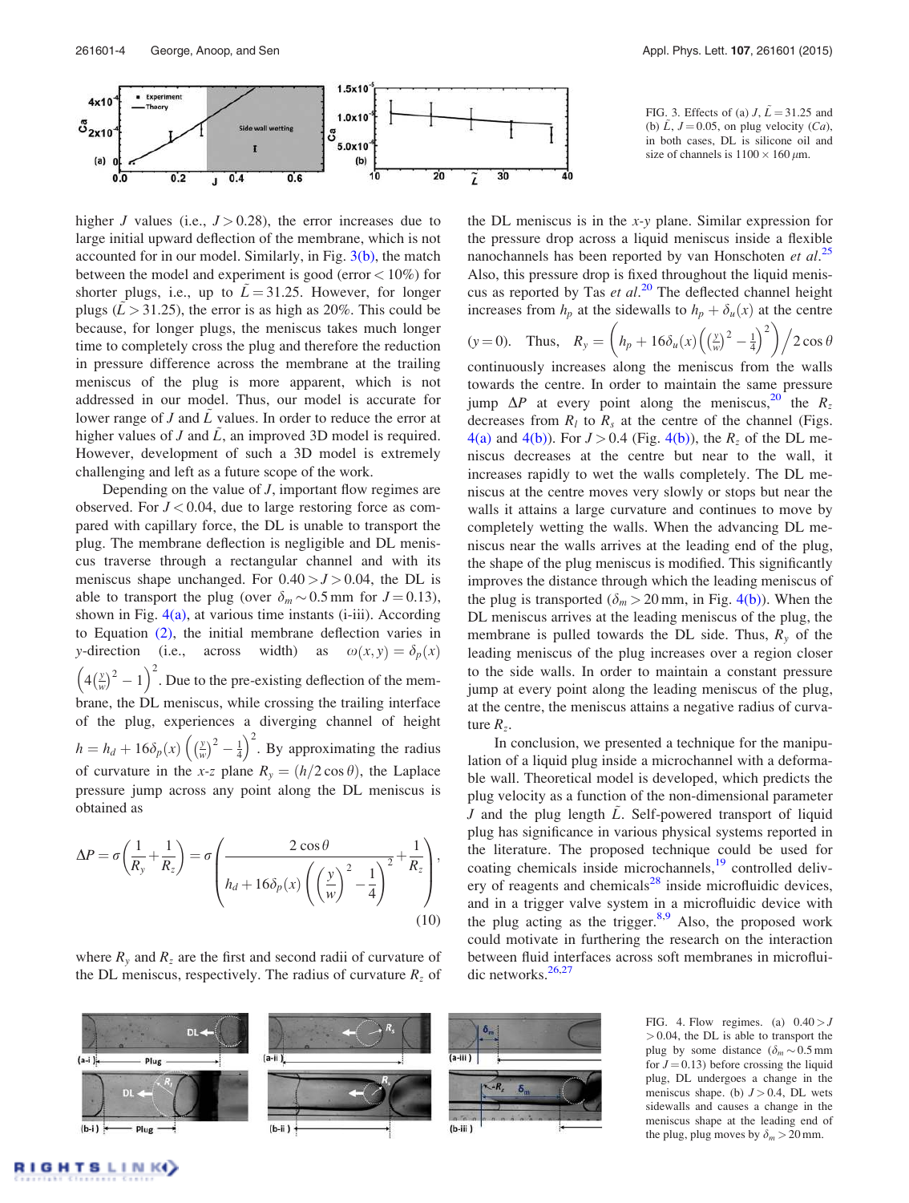FIG. 3. Effects of (a) $J$, $\tilde{L} = 31.25$ and (b) $\tilde{L}$, $J = 0.05$, on plug velocity ($Ca$), in both cases, DL is silicone oil and size of channels is $1100 \times 160\,\mu$m.

higher $J$ values (i.e., $J > 0.28$), the error increases due to large initial upward deflection of the membrane, which is not accounted for in our model. Similarly, in Fig. 3(b), the match between the model and experiment is good (error $< 10\%$) for shorter plugs, i.e., up to $\tilde{L} = 31.25$. However, for longer plugs ($\tilde{L} > 31.25$), the error is as high as 20%. This could be because, for longer plugs, the meniscus takes much longer time to completely cross the plug and therefore the reduction in pressure difference across the membrane at the trailing meniscus of the plug is more apparent, which is not addressed in our model. Thus, our model is accurate for lower range of $J$ and $\tilde{L}$ values. In order to reduce the error at higher values of $J$ and $\tilde{L}$, an improved 3D model is required. However, development of such a 3D model is extremely challenging and left as a future scope of the work.

Depending on the value of $J$, important flow regimes are observed. For $J < 0.04$, due to large restoring force as compared with capillary force, the DL is unable to transport the plug. The membrane deflection is negligible and DL meniscus traverse through a rectangular channel and with its meniscus shape unchanged. For $0.40 > J > 0.04$, the DL is able to transport the plug (over $\delta_m \sim 0.5$ mm for $J = 0.13$), shown in Fig. 4(a), at various time instants (i-iii). According to Equation (2), the initial membrane deflection varies in $y$-direction (i.e., across width) as $\omega(x, y) = \delta_p(x)\left(4\left(\frac{y}{w}\right)^2 - 1\right)^2$. Due to the pre-existing deflection of the membrane, the DL meniscus, while crossing the trailing interface of the plug, experiences a diverging channel of height $h = h_d + 16\delta_p(x)\left(\left(\frac{y}{w}\right)^2 - \frac{1}{4}\right)^2$. By approximating the radius of curvature in the $x$-$z$ plane $R_y = (h/2\cos\theta)$, the Laplace pressure jump across any point along the DL meniscus is obtained as

$$\Delta P = \sigma\left(\frac{1}{R_y} + \frac{1}{R_z}\right) = \sigma\left(\frac{2\cos\theta}{h_d + 16\delta_p(x)\left(\left(\frac{y}{w}\right)^2 - \frac{1}{4}\right)^2} + \frac{1}{R_z}\right), \tag{10}$$

where $R_y$ and $R_z$ are the first and second radii of curvature of the DL meniscus, respectively. The radius of curvature $R_z$ of the DL meniscus is in the $x$-$y$ plane. Similar expression for the pressure drop across a liquid meniscus inside a flexible nanochannels has been reported by van Honschoten *et al.*[25] Also, this pressure drop is fixed throughout the liquid meniscus as reported by Tas *et al.*[20] The deflected channel height increases from $h_p$ at the sidewalls to $h_p + \delta_u(x)$ at the centre ($y = 0$). Thus, $R_y = \left(h_p + 16\delta_u(x)\left(\left(\frac{y}{w}\right)^2 - \frac{1}{4}\right)^2\right)\Big/2\cos\theta$ continuously increases along the meniscus from the walls towards the centre. In order to maintain the same pressure jump $\Delta P$ at every point along the meniscus,[20] the $R_z$ decreases from $R_l$ to $R_s$ at the centre of the channel (Figs. 4(a) and 4(b)). For $J > 0.4$ (Fig. 4(b)), the $R_z$ of the DL meniscus decreases at the centre but near to the wall, it increases rapidly to wet the walls completely. The DL meniscus at the centre moves very slowly or stops but near the walls it attains a large curvature and continues to move by completely wetting the walls. When the advancing DL meniscus near the walls arrives at the leading end of the plug, the shape of the plug meniscus is modified. This significantly improves the distance through which the leading meniscus of the plug is transported ($\delta_m > 20$ mm, in Fig. 4(b)). When the DL meniscus arrives at the leading meniscus of the plug, the membrane is pulled towards the DL side. Thus, $R_y$ of the leading meniscus of the plug increases over a region closer to the side walls. In order to maintain a constant pressure jump at every point along the leading meniscus of the plug, at the centre, the meniscus attains a negative radius of curvature $R_z$.

In conclusion, we presented a technique for the manipulation of a liquid plug inside a microchannel with a deformable wall. Theoretical model is developed, which predicts the plug velocity as a function of the non-dimensional parameter $J$ and the plug length $\tilde{L}$. Self-powered transport of liquid plug has significance in various physical systems reported in the literature. The proposed technique could be used for coating chemicals inside microchannels,[19] controlled delivery of reagents and chemicals[28] inside microfluidic devices, and in a trigger valve system in a microfluidic device with the plug acting as the trigger.[8,9] Also, the proposed work could motivate in furthering the research on the interaction between fluid interfaces across soft membranes in microfluidic networks.[26,27]

FIG. 4. Flow regimes. (a) $0.40 > J > 0.04$, the DL is able to transport the plug by some distance ($\delta_m \sim 0.5$ mm for $J = 0.13$) before crossing the liquid plug, DL undergoes a change in the meniscus shape. (b) $J > 0.4$, DL wets sidewalls and causes a change in the meniscus shape at the leading end of the plug, plug moves by $\delta_m > 20$ mm.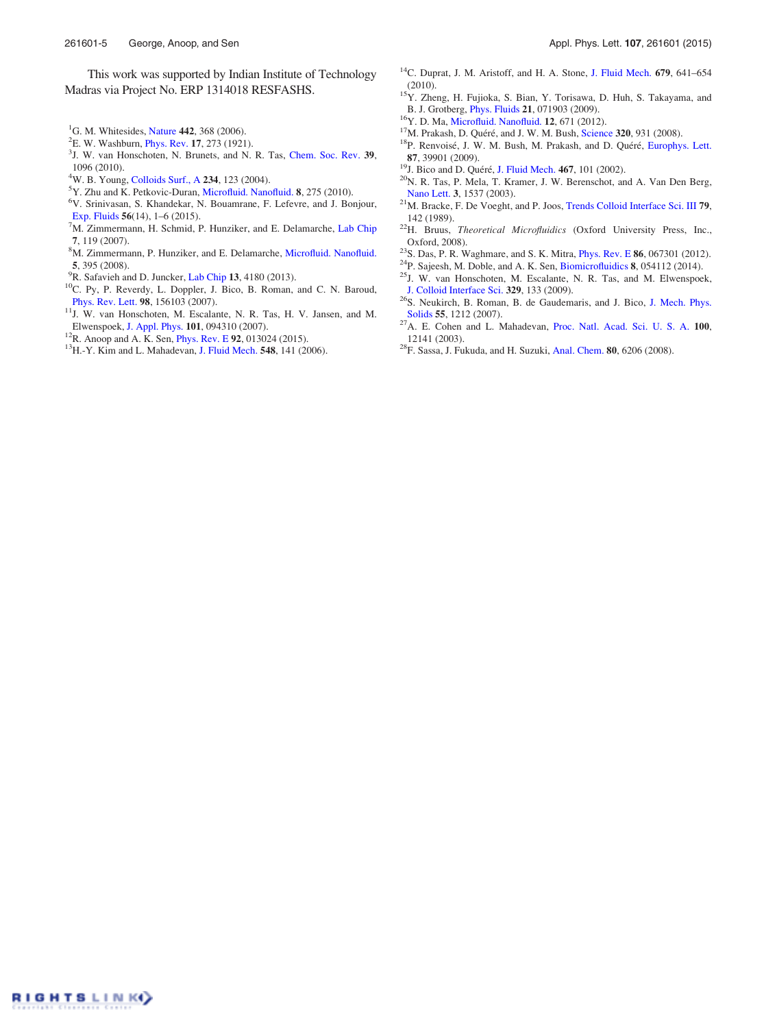This work was supported by Indian Institute of Technology Madras via Project No. ERP 1314018 RESFASHS.

[1] G. M. Whitesides, Nature **442**, 368 (2006).
[2] E. W. Washburn, Phys. Rev. **17**, 273 (1921).
[3] J. W. van Honschoten, N. Brunets, and N. R. Tas, Chem. Soc. Rev. **39**, 1096 (2010).
[4] W. B. Young, Colloids Surf., A **234**, 123 (2004).
[5] Y. Zhu and K. Petkovic-Duran, Microfluid. Nanofluid. **8**, 275 (2010).
[6] V. Srinivasan, S. Khandekar, N. Bouamrane, F. Lefevre, and J. Bonjour, Exp. Fluids **56**(14), 1–6 (2015).
[7] M. Zimmermann, H. Schmid, P. Hunziker, and E. Delamarche, Lab Chip **7**, 119 (2007).
[8] M. Zimmermann, P. Hunziker, and E. Delamarche, Microfluid. Nanofluid. **5**, 395 (2008).
[9] R. Safavieh and D. Juncker, Lab Chip **13**, 4180 (2013).
[10] C. Py, P. Reverdy, L. Doppler, J. Bico, B. Roman, and C. N. Baroud, Phys. Rev. Lett. **98**, 156103 (2007).
[11] J. W. van Honschoten, M. Escalante, N. R. Tas, H. V. Jansen, and M. Elwenspoek, J. Appl. Phys. **101**, 094310 (2007).
[12] R. Anoop and A. K. Sen, Phys. Rev. E **92**, 013024 (2015).
[13] H.-Y. Kim and L. Mahadevan, J. Fluid Mech. **548**, 141 (2006).
[14] C. Duprat, J. M. Aristoff, and H. A. Stone, J. Fluid Mech. **679**, 641–654 (2010).
[15] Y. Zheng, H. Fujioka, S. Bian, Y. Torisawa, D. Huh, S. Takayama, and B. J. Grotberg, Phys. Fluids **21**, 071903 (2009).
[16] Y. D. Ma, Microfluid. Nanofluid. **12**, 671 (2012).
[17] M. Prakash, D. Quéré, and J. W. M. Bush, Science **320**, 931 (2008).
[18] P. Renvoisé, J. W. M. Bush, M. Prakash, and D. Quéré, Europhys. Lett. **87**, 39901 (2009).
[19] J. Bico and D. Quéré, J. Fluid Mech. **467**, 101 (2002).
[20] N. R. Tas, P. Mela, T. Kramer, J. W. Berenschot, and A. Van Den Berg, Nano Lett. **3**, 1537 (2003).
[21] M. Bracke, F. De Voeght, and P. Joos, Trends Colloid Interface Sci. III **79**, 142 (1989).
[22] H. Bruus, *Theoretical Microfluidics* (Oxford University Press, Inc., Oxford, 2008).
[23] S. Das, P. R. Waghmare, and S. K. Mitra, Phys. Rev. E **86**, 067301 (2012).
[24] P. Sajeesh, M. Doble, and A. K. Sen, Biomicrofluidics **8**, 054112 (2014).
[25] J. W. van Honschoten, M. Escalante, N. R. Tas, and M. Elwenspoek, J. Colloid Interface Sci. **329**, 133 (2009).
[26] S. Neukirch, B. Roman, B. de Gaudemaris, and J. Bico, J. Mech. Phys. Solids **55**, 1212 (2007).
[27] A. E. Cohen and L. Mahadevan, Proc. Natl. Acad. Sci. U. S. A. **100**, 12141 (2003).
[28] F. Sassa, J. Fukuda, and H. Suzuki, Anal. Chem. **80**, 6206 (2008).